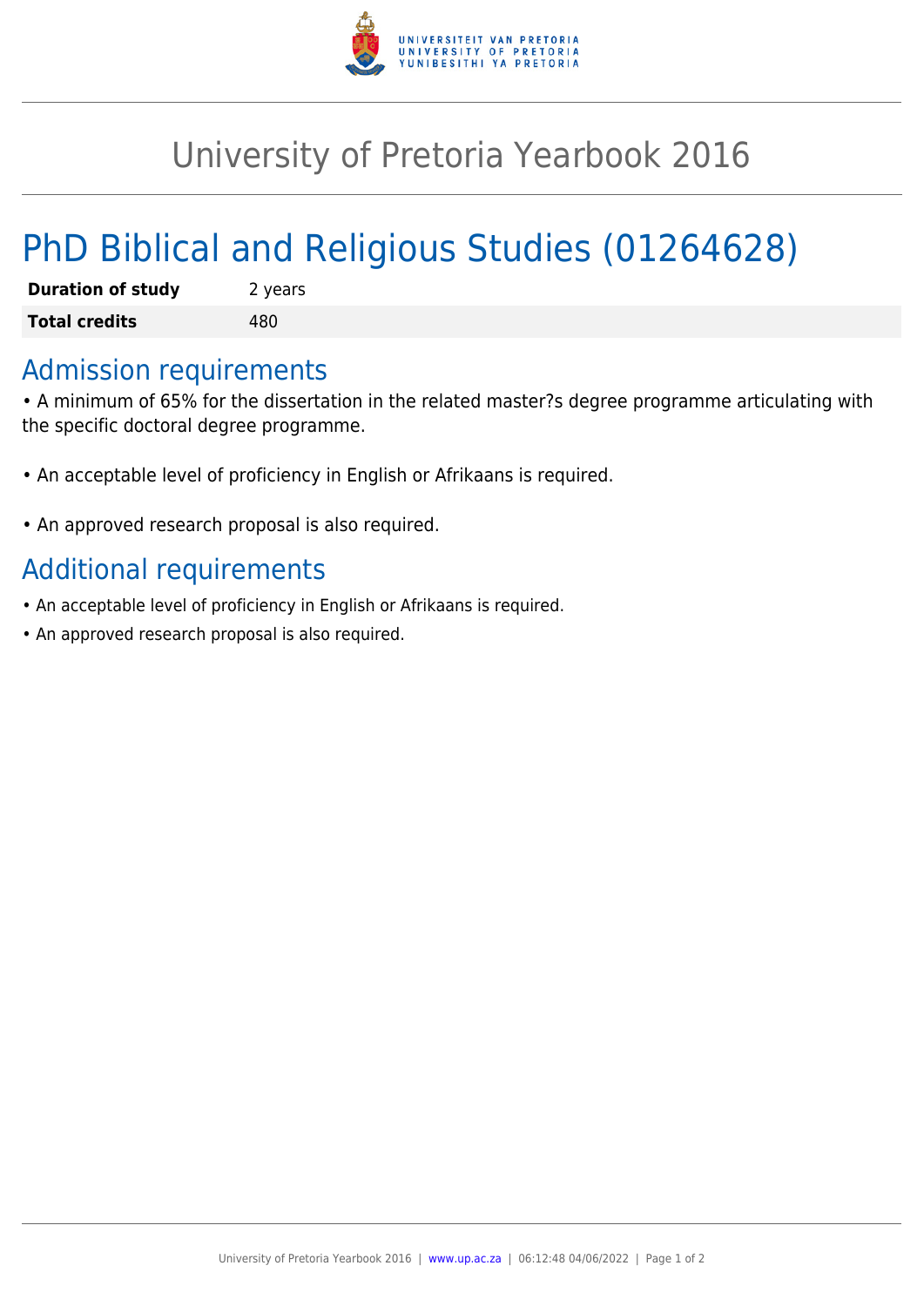# University of Pretoria Yearbook 2016

## PhD Biblical and Religious Studies (01264628)

| | |
|---|---|
| **Duration of study** | 2 years |
| **Total credits** | 480 |

### Admission requirements

• A minimum of 65% for the dissertation in the related master?s degree programme articulating with the specific doctoral degree programme.

• An acceptable level of proficiency in English or Afrikaans is required.

• An approved research proposal is also required.

### Additional requirements

• An acceptable level of proficiency in English or Afrikaans is required.
• An approved research proposal is also required.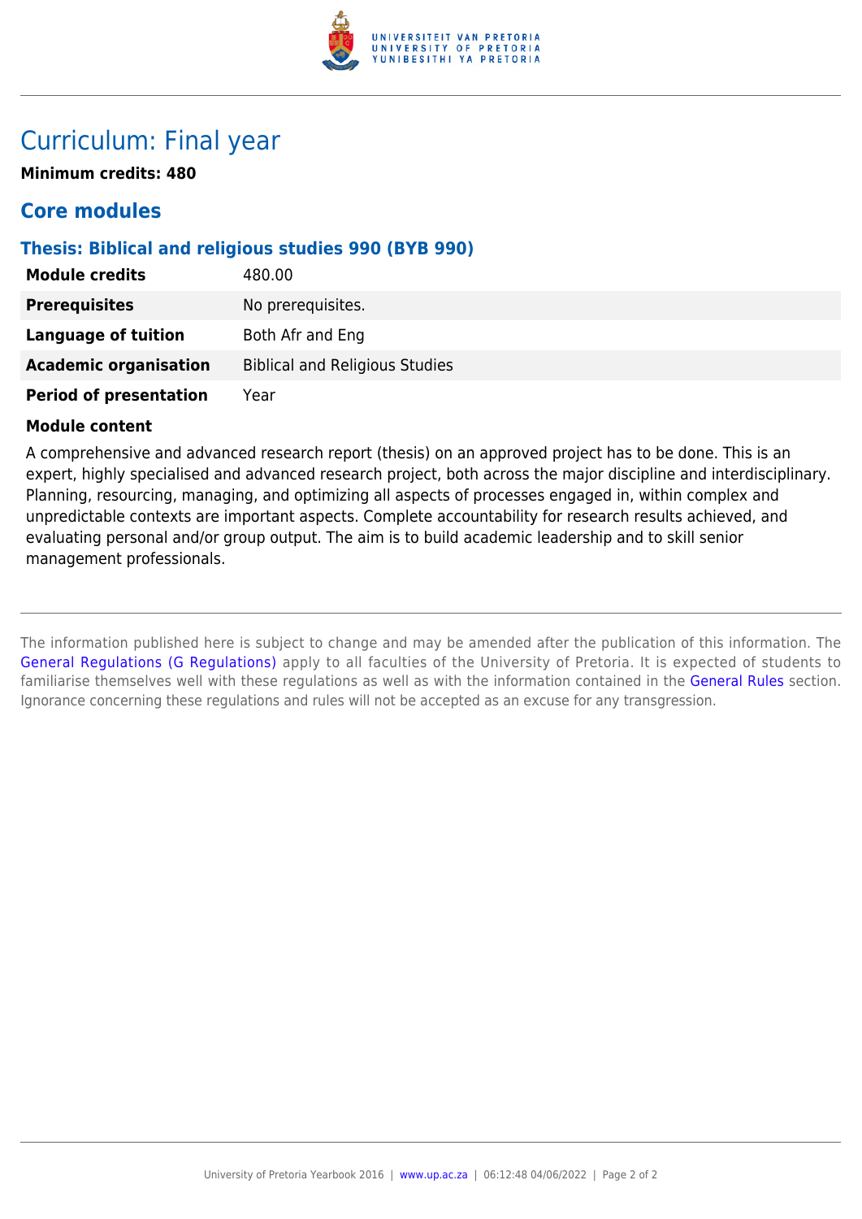# Curriculum: Final year

**Minimum credits: 480**

## Core modules

### Thesis: Biblical and religious studies 990 (BYB 990)

| | |
|---|---|
| **Module credits** | 480.00 |
| **Prerequisites** | No prerequisites. |
| **Language of tuition** | Both Afr and Eng |
| **Academic organisation** | Biblical and Religious Studies |
| **Period of presentation** | Year |

**Module content**

A comprehensive and advanced research report (thesis) on an approved project has to be done. This is an expert, highly specialised and advanced research project, both across the major discipline and interdisciplinary. Planning, resourcing, managing, and optimizing all aspects of processes engaged in, within complex and unpredictable contexts are important aspects. Complete accountability for research results achieved, and evaluating personal and/or group output. The aim is to build academic leadership and to skill senior management professionals.

The information published here is subject to change and may be amended after the publication of this information. The General Regulations (G Regulations) apply to all faculties of the University of Pretoria. It is expected of students to familiarise themselves well with these regulations as well as with the information contained in the General Rules section. Ignorance concerning these regulations and rules will not be accepted as an excuse for any transgression.